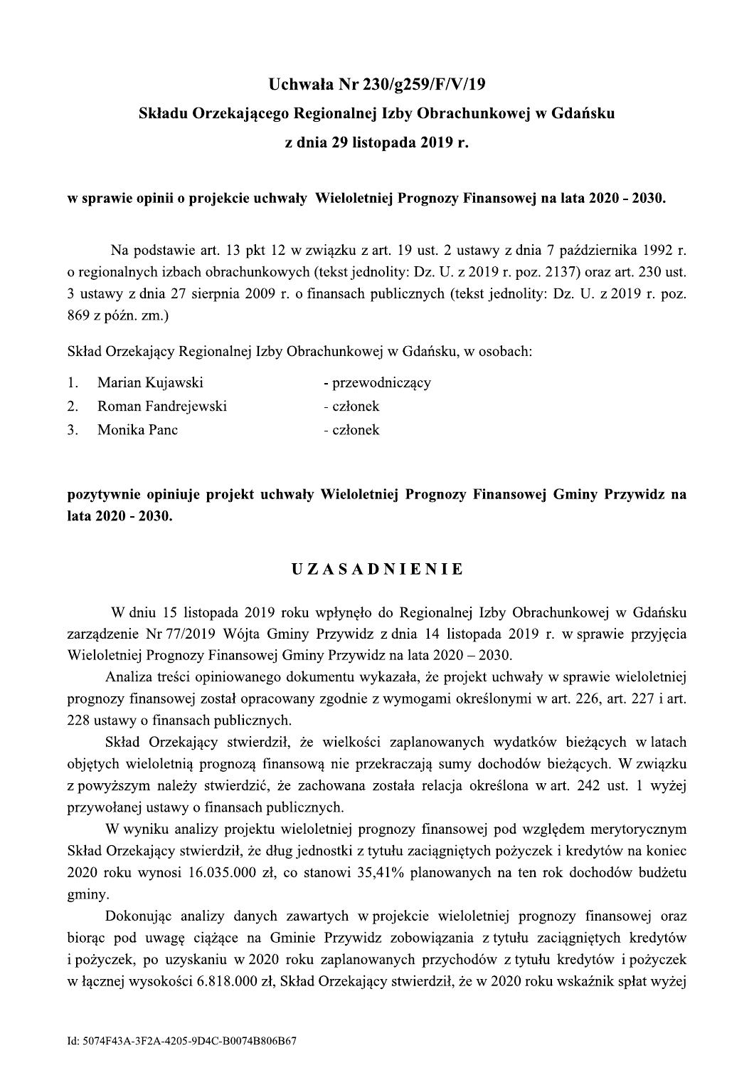# Uchwała Nr 230/g259/F/V/19

## Składu Orzekającego Regionalnej Izby Obrachunkowej w Gdańsku

## z dnia 29 listopada 2019 r.

**w sprawie opinii o projekcie uchwały Wieloletniej Prognozy Finansowej na lata 2020 - 2030.**

Na podstawie art. 13 pkt 12 w związku z art. 19 ust. 2 ustawy z dnia 7 października 1992 r. o regionalnych izbach obrachunkowych (tekst jednolity: Dz. U. z 2019 r. poz. 2137) oraz art. 230 ust. 3 ustawy z dnia 27 sierpnia 2009 r. o finansach publicznych (tekst jednolity: Dz. U. z 2019 r. poz. 869 z późn. zm.)

Skład Orzekający Regionalnej Izby Obrachunkowej w Gdańsku, w osobach:

1. Marian Kujawski - przewodniczący
2. Roman Fandrejewski - członek
3. Monika Panc - członek

**pozytywnie opiniuje projekt uchwały Wieloletniej Prognozy Finansowej Gminy Przywidz na lata 2020 - 2030.**

## U Z A S A D N I E N I E

W dniu 15 listopada 2019 roku wpłynęło do Regionalnej Izby Obrachunkowej w Gdańsku zarządzenie Nr 77/2019 Wójta Gminy Przywidz z dnia 14 listopada 2019 r. w sprawie przyjęcia Wieloletniej Prognozy Finansowej Gminy Przywidz na lata 2020 – 2030.

Analiza treści opiniowanego dokumentu wykazała, że projekt uchwały w sprawie wieloletniej prognozy finansowej został opracowany zgodnie z wymogami określonymi w art. 226, art. 227 i art. 228 ustawy o finansach publicznych.

Skład Orzekający stwierdził, że wielkości zaplanowanych wydatków bieżących w latach objętych wieloletnią prognozą finansową nie przekraczają sumy dochodów bieżących. W związku z powyższym należy stwierdzić, że zachowana została relacja określona w art. 242 ust. 1 wyżej przywołanej ustawy o finansach publicznych.

W wyniku analizy projektu wieloletniej prognozy finansowej pod względem merytorycznym Skład Orzekający stwierdził, że dług jednostki z tytułu zaciągniętych pożyczek i kredytów na koniec 2020 roku wynosi 16.035.000 zł, co stanowi 35,41% planowanych na ten rok dochodów budżetu gminy.

Dokonując analizy danych zawartych w projekcie wieloletniej prognozy finansowej oraz biorąc pod uwagę ciążące na Gminie Przywidz zobowiązania z tytułu zaciągniętych kredytów i pożyczek, po uzyskaniu w 2020 roku zaplanowanych przychodów z tytułu kredytów i pożyczek w łącznej wysokości 6.818.000 zł, Skład Orzekający stwierdził, że w 2020 roku wskaźnik spłat wyżej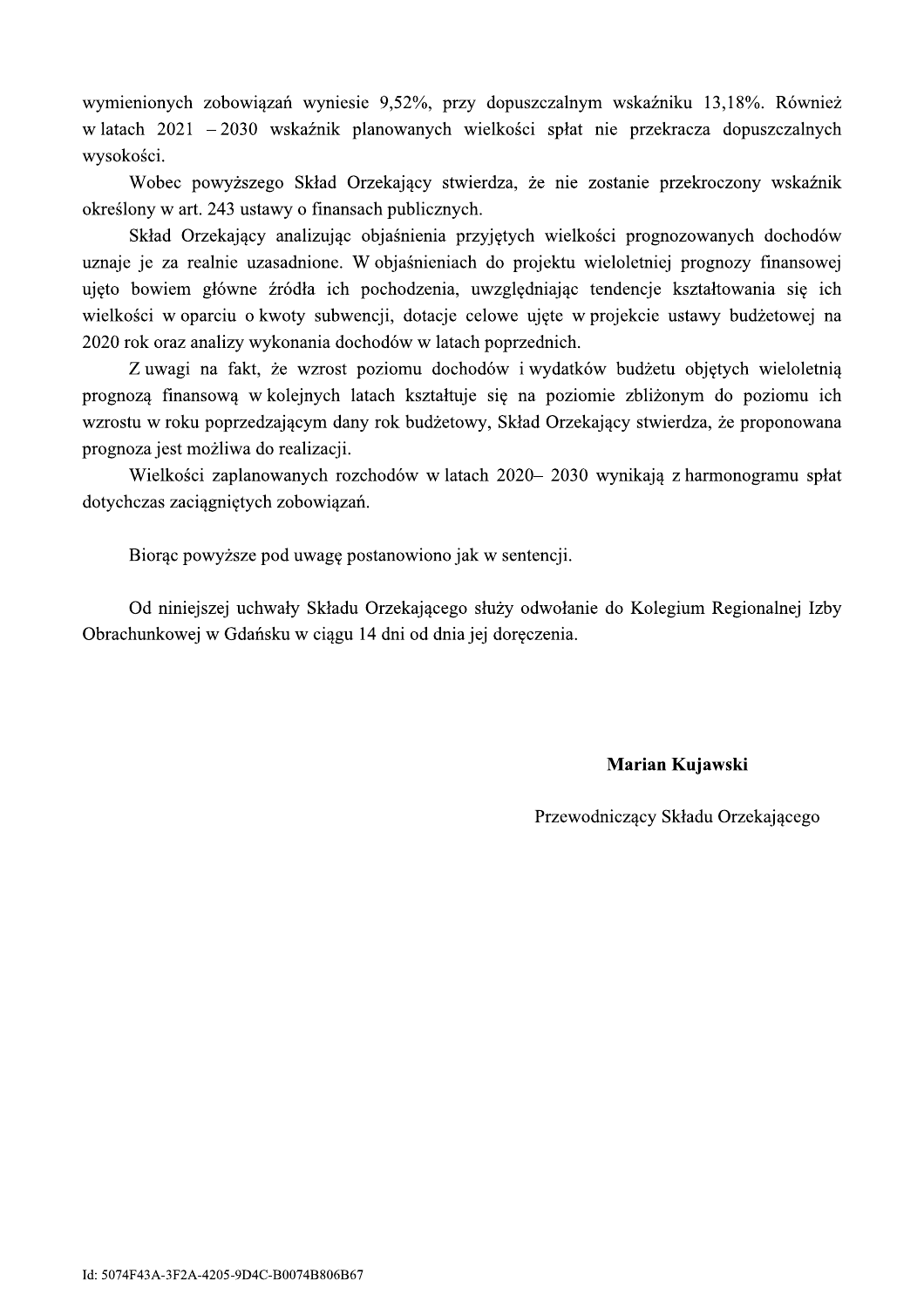wymienionych zobowiązań wyniesie 9,52%, przy dopuszczalnym wskaźniku 13,18%. Również w latach 2021 – 2030 wskaźnik planowanych wielkości spłat nie przekracza dopuszczalnych wysokości.

Wobec powyższego Skład Orzekający stwierdza, że nie zostanie przekroczony wskaźnik określony w art. 243 ustawy o finansach publicznych.

Skład Orzekający analizując objaśnienia przyjętych wielkości prognozowanych dochodów uznaje je za realnie uzasadnione. W objaśnieniach do projektu wieloletniej prognozy finansowej ujęto bowiem główne źródła ich pochodzenia, uwzględniając tendencje kształtowania się ich wielkości w oparciu o kwoty subwencji, dotacje celowe ujęte w projekcie ustawy budżetowej na 2020 rok oraz analizy wykonania dochodów w latach poprzednich.

Z uwagi na fakt, że wzrost poziomu dochodów i wydatków budżetu objętych wieloletnią prognozą finansową w kolejnych latach kształtuje się na poziomie zbliżonym do poziomu ich wzrostu w roku poprzedzającym dany rok budżetowy, Skład Orzekający stwierdza, że proponowana prognoza jest możliwa do realizacji.

Wielkości zaplanowanych rozchodów w latach 2020– 2030 wynikają z harmonogramu spłat dotychczas zaciągniętych zobowiązań.

Biorąc powyższe pod uwagę postanowiono jak w sentencji.

Od niniejszej uchwały Składu Orzekającego służy odwołanie do Kolegium Regionalnej Izby Obrachunkowej w Gdańsku w ciągu 14 dni od dnia jej doręczenia.

**Marian Kujawski**

Przewodniczący Składu Orzekającego

Id: 5074F43A-3F2A-4205-9D4C-B0074B806B67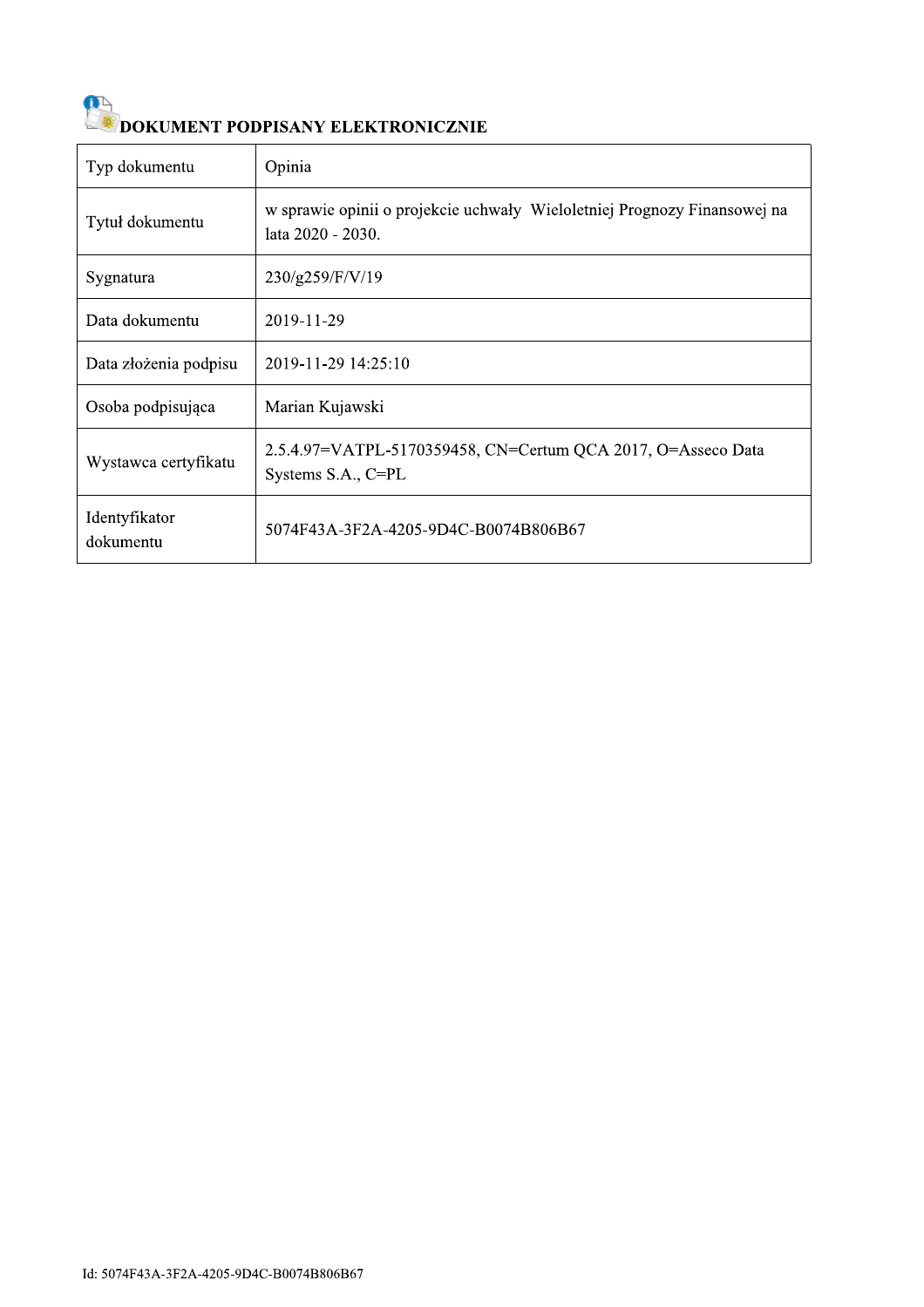**DOKUMENT PODPISANY ELEKTRONICZNIE**

| | |
|---|---|
| Typ dokumentu | Opinia |
| Tytuł dokumentu | w sprawie opinii o projekcie uchwały Wieloletniej Prognozy Finansowej na lata 2020 - 2030. |
| Sygnatura | 230/g259/F/V/19 |
| Data dokumentu | 2019-11-29 |
| Data złożenia podpisu | 2019-11-29 14:25:10 |
| Osoba podpisująca | Marian Kujawski |
| Wystawca certyfikatu | 2.5.4.97=VATPL-5170359458, CN=Certum QCA 2017, O=Asseco Data Systems S.A., C=PL |
| Identyfikator dokumentu | 5074F43A-3F2A-4205-9D4C-B0074B806B67 |

Id: 5074F43A-3F2A-4205-9D4C-B0074B806B67